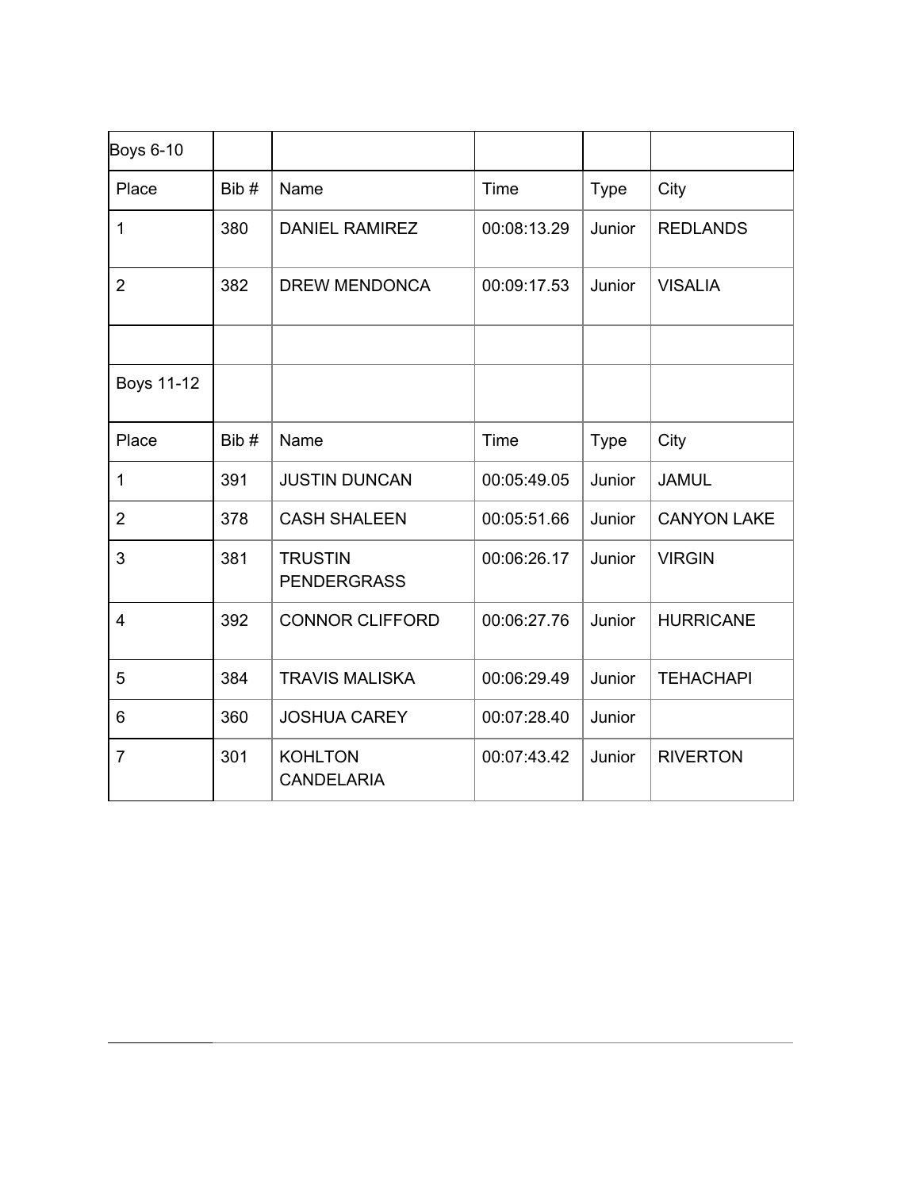| Boys 6-10 | | | | | |
|---|---|---|---|---|---|
| Place | Bib # | Name | Time | Type | City |
| 1 | 380 | DANIEL RAMIREZ | 00:08:13.29 | Junior | REDLANDS |
| 2 | 382 | DREW MENDONCA | 00:09:17.53 | Junior | VISALIA |
| | | | | | |
| Boys 11-12 | | | | | |
| Place | Bib # | Name | Time | Type | City |
| 1 | 391 | JUSTIN DUNCAN | 00:05:49.05 | Junior | JAMUL |
| 2 | 378 | CASH SHALEEN | 00:05:51.66 | Junior | CANYON LAKE |
| 3 | 381 | TRUSTIN PENDERGRASS | 00:06:26.17 | Junior | VIRGIN |
| 4 | 392 | CONNOR CLIFFORD | 00:06:27.76 | Junior | HURRICANE |
| 5 | 384 | TRAVIS MALISKA | 00:06:29.49 | Junior | TEHACHAPI |
| 6 | 360 | JOSHUA CAREY | 00:07:28.40 | Junior | |
| 7 | 301 | KOHLTON CANDELARIA | 00:07:43.42 | Junior | RIVERTON |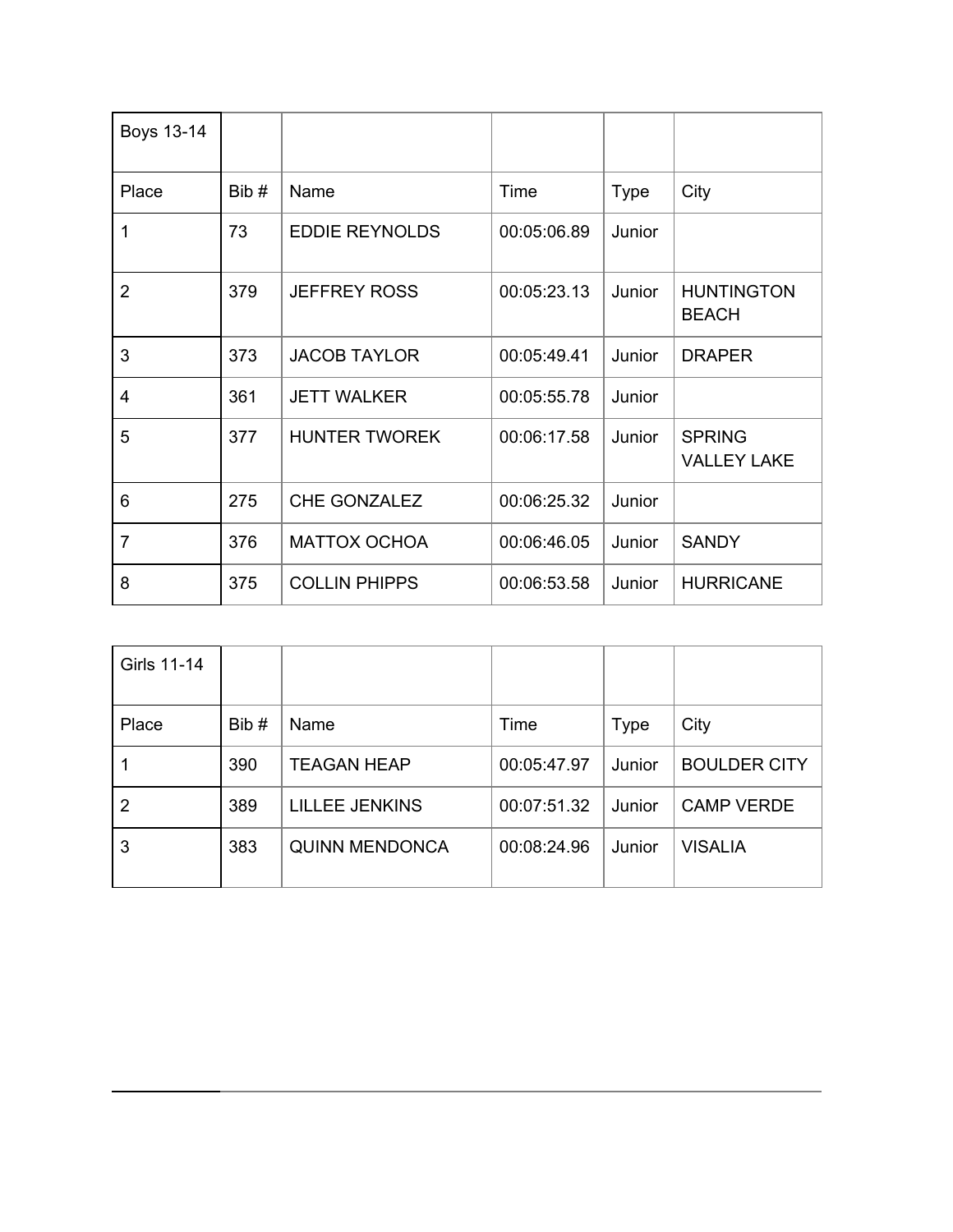| Boys 13-14 | | | | | |
|---|---|---|---|---|---|
| Place | Bib # | Name | Time | Type | City |
| 1 | 73 | EDDIE REYNOLDS | 00:05:06.89 | Junior | |
| 2 | 379 | JEFFREY ROSS | 00:05:23.13 | Junior | HUNTINGTON BEACH |
| 3 | 373 | JACOB TAYLOR | 00:05:49.41 | Junior | DRAPER |
| 4 | 361 | JETT WALKER | 00:05:55.78 | Junior | |
| 5 | 377 | HUNTER TWOREK | 00:06:17.58 | Junior | SPRING VALLEY LAKE |
| 6 | 275 | CHE GONZALEZ | 00:06:25.32 | Junior | |
| 7 | 376 | MATTOX OCHOA | 00:06:46.05 | Junior | SANDY |
| 8 | 375 | COLLIN PHIPPS | 00:06:53.58 | Junior | HURRICANE |

| Girls 11-14 | | | | | |
|---|---|---|---|---|---|
| Place | Bib # | Name | Time | Type | City |
| 1 | 390 | TEAGAN HEAP | 00:05:47.97 | Junior | BOULDER CITY |
| 2 | 389 | LILLEE JENKINS | 00:07:51.32 | Junior | CAMP VERDE |
| 3 | 383 | QUINN MENDONCA | 00:08:24.96 | Junior | VISALIA |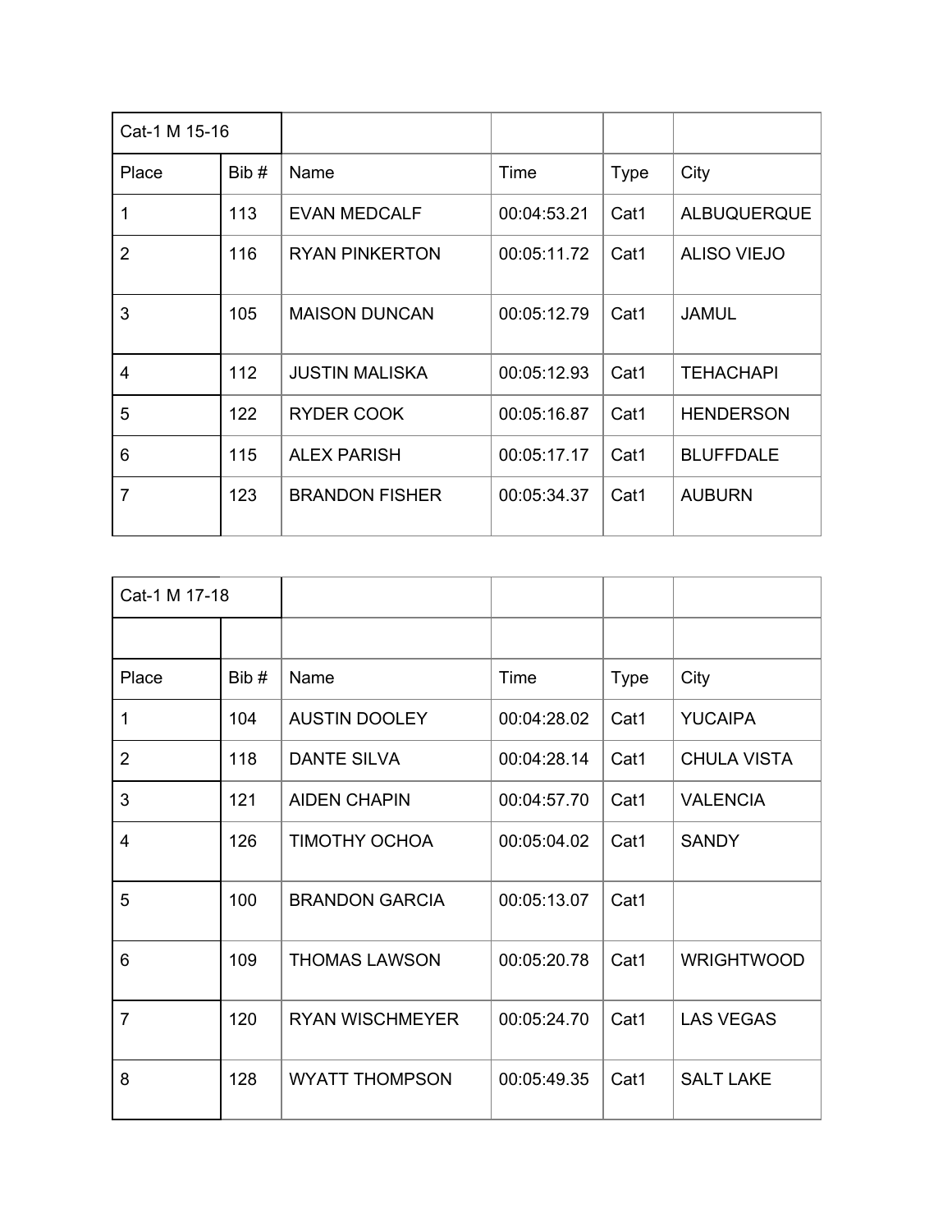| Cat-1 M 15-16 | | | | | |
|---|---|---|---|---|---|
| Place | Bib # | Name | Time | Type | City |
| 1 | 113 | EVAN MEDCALF | 00:04:53.21 | Cat1 | ALBUQUERQUE |
| 2 | 116 | RYAN PINKERTON | 00:05:11.72 | Cat1 | ALISO VIEJO |
| 3 | 105 | MAISON DUNCAN | 00:05:12.79 | Cat1 | JAMUL |
| 4 | 112 | JUSTIN MALISKA | 00:05:12.93 | Cat1 | TEHACHAPI |
| 5 | 122 | RYDER COOK | 00:05:16.87 | Cat1 | HENDERSON |
| 6 | 115 | ALEX PARISH | 00:05:17.17 | Cat1 | BLUFFDALE |
| 7 | 123 | BRANDON FISHER | 00:05:34.37 | Cat1 | AUBURN |

| Cat-1 M 17-18 | | | | | |
|---|---|---|---|---|---|
| | | | | | |
| Place | Bib # | Name | Time | Type | City |
| 1 | 104 | AUSTIN DOOLEY | 00:04:28.02 | Cat1 | YUCAIPA |
| 2 | 118 | DANTE SILVA | 00:04:28.14 | Cat1 | CHULA VISTA |
| 3 | 121 | AIDEN CHAPIN | 00:04:57.70 | Cat1 | VALENCIA |
| 4 | 126 | TIMOTHY OCHOA | 00:05:04.02 | Cat1 | SANDY |
| 5 | 100 | BRANDON GARCIA | 00:05:13.07 | Cat1 | |
| 6 | 109 | THOMAS LAWSON | 00:05:20.78 | Cat1 | WRIGHTWOOD |
| 7 | 120 | RYAN WISCHMEYER | 00:05:24.70 | Cat1 | LAS VEGAS |
| 8 | 128 | WYATT THOMPSON | 00:05:49.35 | Cat1 | SALT LAKE |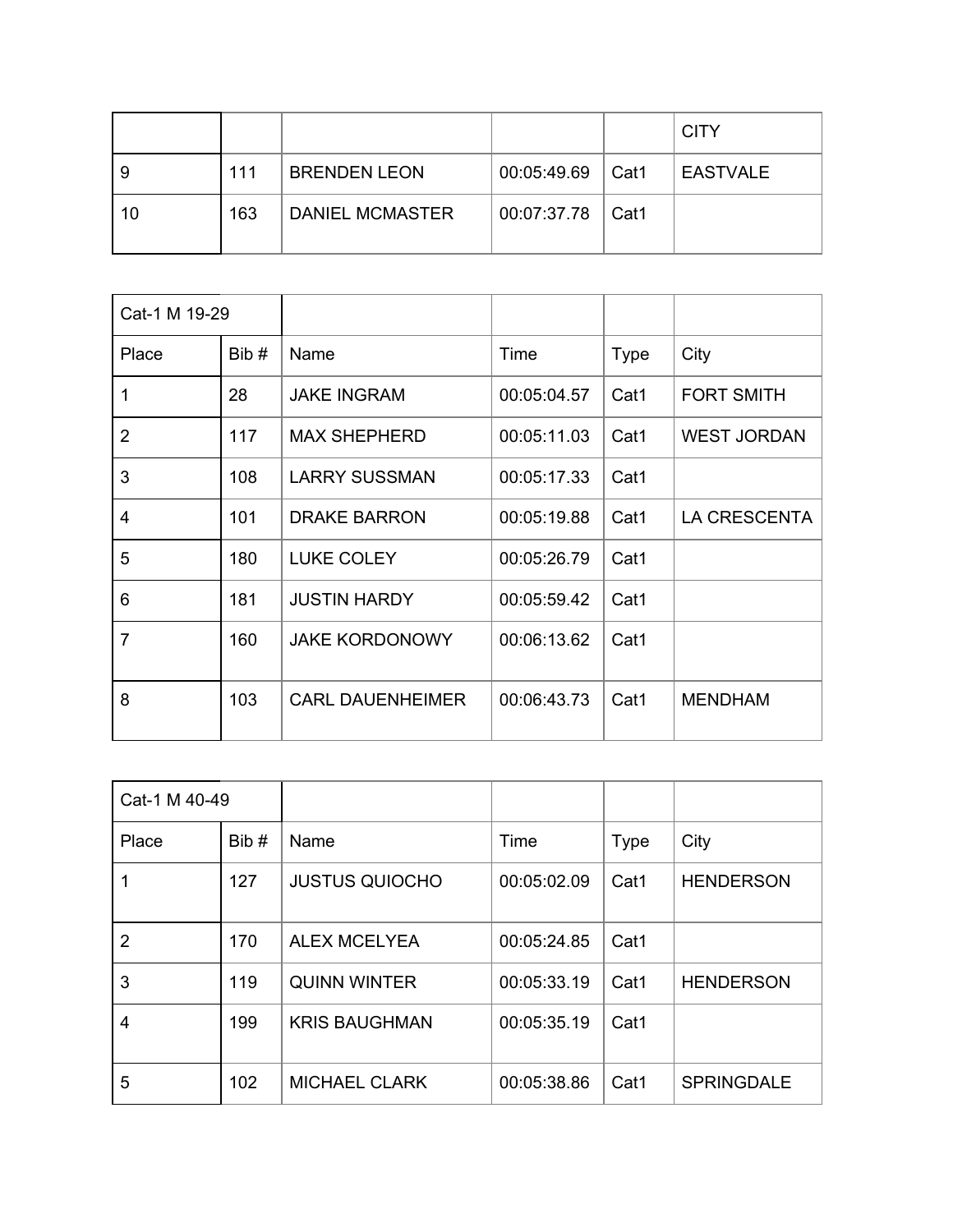| | | | | | CITY |
|---|---|---|---|---|---|
| 9 | 111 | BRENDEN LEON | 00:05:49.69 | Cat1 | EASTVALE |
| 10 | 163 | DANIEL MCMASTER | 00:07:37.78 | Cat1 | |

| Cat-1 M 19-29 | | | | | |
|---|---|---|---|---|---|
| Place | Bib # | Name | Time | Type | City |
| 1 | 28 | JAKE INGRAM | 00:05:04.57 | Cat1 | FORT SMITH |
| 2 | 117 | MAX SHEPHERD | 00:05:11.03 | Cat1 | WEST JORDAN |
| 3 | 108 | LARRY SUSSMAN | 00:05:17.33 | Cat1 | |
| 4 | 101 | DRAKE BARRON | 00:05:19.88 | Cat1 | LA CRESCENTA |
| 5 | 180 | LUKE COLEY | 00:05:26.79 | Cat1 | |
| 6 | 181 | JUSTIN HARDY | 00:05:59.42 | Cat1 | |
| 7 | 160 | JAKE KORDONOWY | 00:06:13.62 | Cat1 | |
| 8 | 103 | CARL DAUENHEIMER | 00:06:43.73 | Cat1 | MENDHAM |

| Cat-1 M 40-49 | | | | | |
|---|---|---|---|---|---|
| Place | Bib # | Name | Time | Type | City |
| 1 | 127 | JUSTUS QUIOCHO | 00:05:02.09 | Cat1 | HENDERSON |
| 2 | 170 | ALEX MCELYEA | 00:05:24.85 | Cat1 | |
| 3 | 119 | QUINN WINTER | 00:05:33.19 | Cat1 | HENDERSON |
| 4 | 199 | KRIS BAUGHMAN | 00:05:35.19 | Cat1 | |
| 5 | 102 | MICHAEL CLARK | 00:05:38.86 | Cat1 | SPRINGDALE |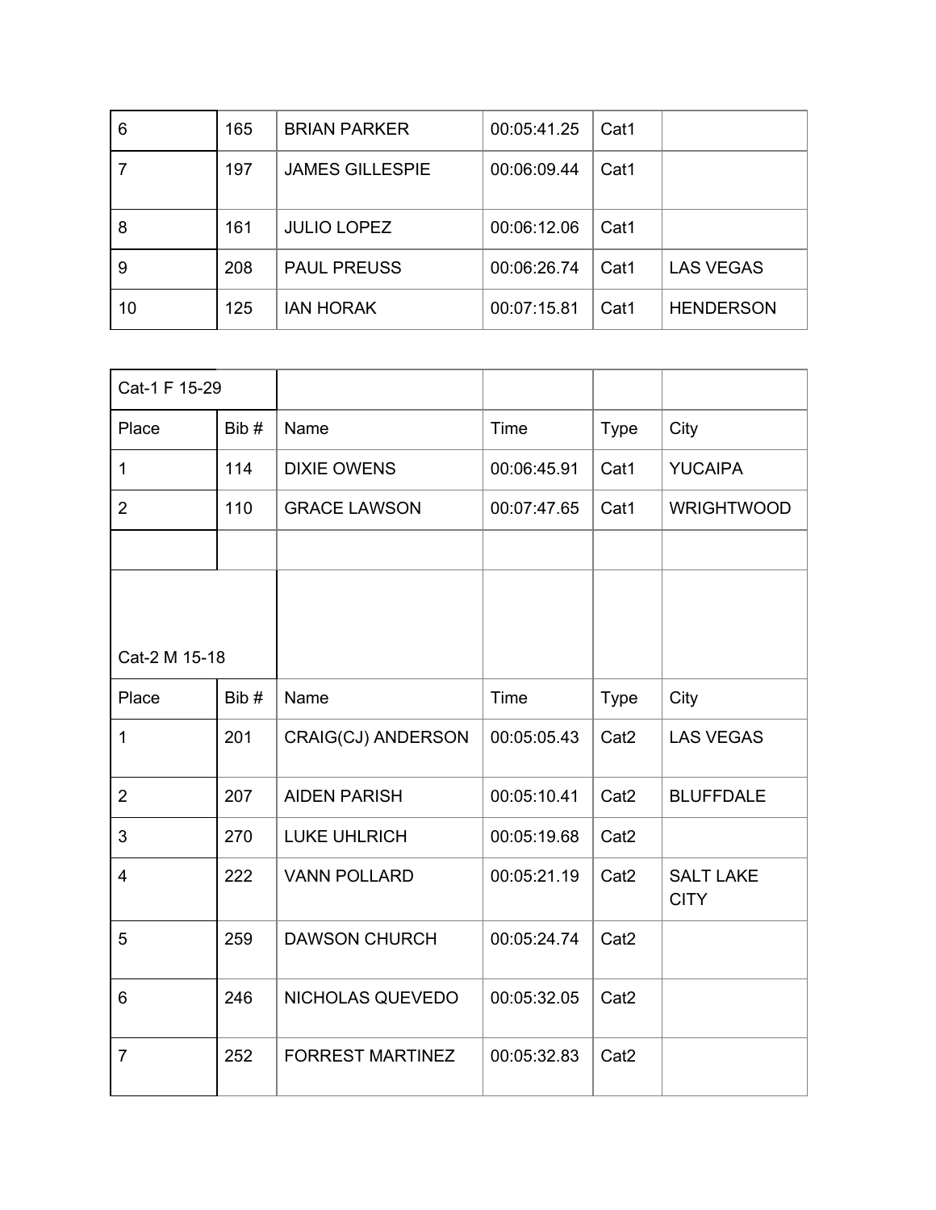| 6 | 165 | BRIAN PARKER | 00:05:41.25 | Cat1 | |
|---|---|---|---|---|---|
| 7 | 197 | JAMES GILLESPIE | 00:06:09.44 | Cat1 | |
| 8 | 161 | JULIO LOPEZ | 00:06:12.06 | Cat1 | |
| 9 | 208 | PAUL PREUSS | 00:06:26.74 | Cat1 | LAS VEGAS |
| 10 | 125 | IAN HORAK | 00:07:15.81 | Cat1 | HENDERSON |

| Cat-1 F 15-29 | | | | | |
|---|---|---|---|---|---|
| Place | Bib # | Name | Time | Type | City |
| 1 | 114 | DIXIE OWENS | 00:06:45.91 | Cat1 | YUCAIPA |
| 2 | 110 | GRACE LAWSON | 00:07:47.65 | Cat1 | WRIGHTWOOD |
| | | | | | |

| Cat-2 M 15-18 | | | | | |
|---|---|---|---|---|---|
| Place | Bib # | Name | Time | Type | City |
| 1 | 201 | CRAIG(CJ) ANDERSON | 00:05:05.43 | Cat2 | LAS VEGAS |
| 2 | 207 | AIDEN PARISH | 00:05:10.41 | Cat2 | BLUFFDALE |
| 3 | 270 | LUKE UHLRICH | 00:05:19.68 | Cat2 | |
| 4 | 222 | VANN POLLARD | 00:05:21.19 | Cat2 | SALT LAKE CITY |
| 5 | 259 | DAWSON CHURCH | 00:05:24.74 | Cat2 | |
| 6 | 246 | NICHOLAS QUEVEDO | 00:05:32.05 | Cat2 | |
| 7 | 252 | FORREST MARTINEZ | 00:05:32.83 | Cat2 | |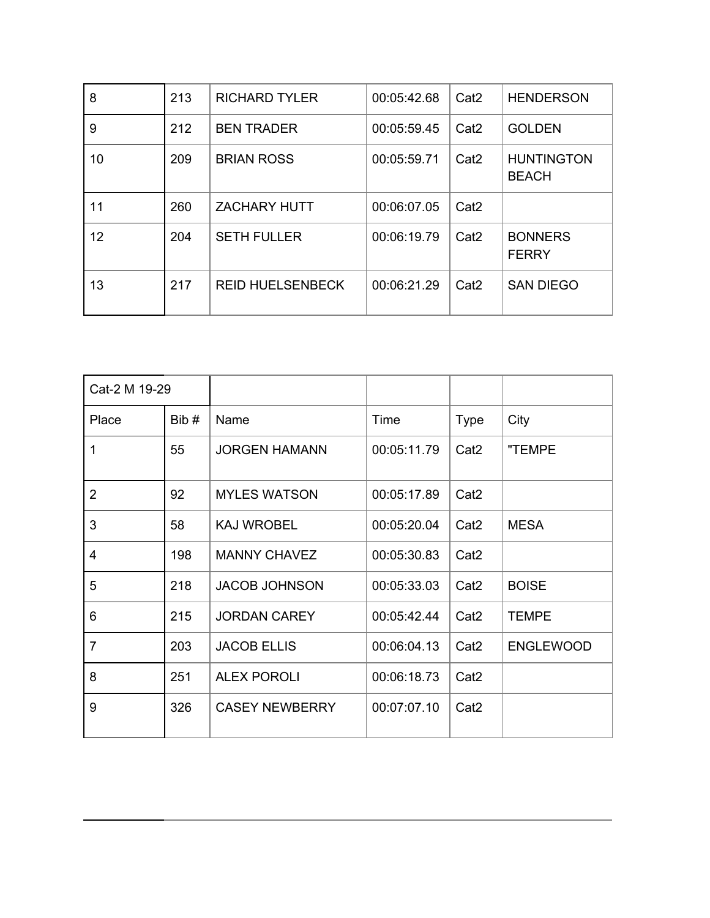| | | | | | |
|---|---|---|---|---|---|
| 8 | 213 | RICHARD TYLER | 00:05:42.68 | Cat2 | HENDERSON |
| 9 | 212 | BEN TRADER | 00:05:59.45 | Cat2 | GOLDEN |
| 10 | 209 | BRIAN ROSS | 00:05:59.71 | Cat2 | HUNTINGTON BEACH |
| 11 | 260 | ZACHARY HUTT | 00:06:07.05 | Cat2 | |
| 12 | 204 | SETH FULLER | 00:06:19.79 | Cat2 | BONNERS FERRY |
| 13 | 217 | REID HUELSENBECK | 00:06:21.29 | Cat2 | SAN DIEGO |

| Cat-2 M 19-29 | | | | | |
|---|---|---|---|---|---|
| Place | Bib # | Name | Time | Type | City |
| 1 | 55 | JORGEN HAMANN | 00:05:11.79 | Cat2 | "TEMPE |
| 2 | 92 | MYLES WATSON | 00:05:17.89 | Cat2 | |
| 3 | 58 | KAJ WROBEL | 00:05:20.04 | Cat2 | MESA |
| 4 | 198 | MANNY CHAVEZ | 00:05:30.83 | Cat2 | |
| 5 | 218 | JACOB JOHNSON | 00:05:33.03 | Cat2 | BOISE |
| 6 | 215 | JORDAN CAREY | 00:05:42.44 | Cat2 | TEMPE |
| 7 | 203 | JACOB ELLIS | 00:06:04.13 | Cat2 | ENGLEWOOD |
| 8 | 251 | ALEX POROLI | 00:06:18.73 | Cat2 | |
| 9 | 326 | CASEY NEWBERRY | 00:07:07.10 | Cat2 | |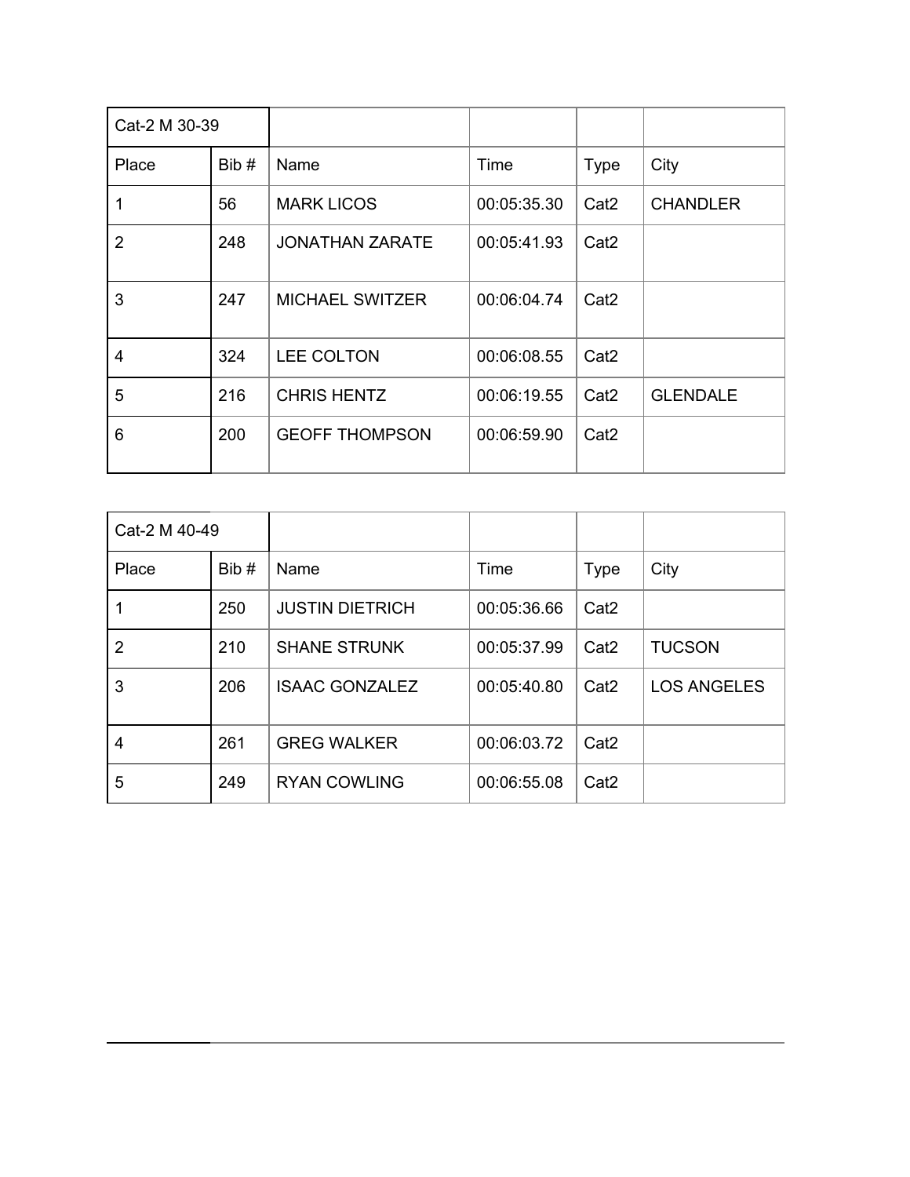| Cat-2 M 30-39 | | | | | |
|---|---|---|---|---|---|
| Place | Bib # | Name | Time | Type | City |
| 1 | 56 | MARK LICOS | 00:05:35.30 | Cat2 | CHANDLER |
| 2 | 248 | JONATHAN ZARATE | 00:05:41.93 | Cat2 | |
| 3 | 247 | MICHAEL SWITZER | 00:06:04.74 | Cat2 | |
| 4 | 324 | LEE COLTON | 00:06:08.55 | Cat2 | |
| 5 | 216 | CHRIS HENTZ | 00:06:19.55 | Cat2 | GLENDALE |
| 6 | 200 | GEOFF THOMPSON | 00:06:59.90 | Cat2 | |

| Cat-2 M 40-49 | | | | | |
|---|---|---|---|---|---|
| Place | Bib # | Name | Time | Type | City |
| 1 | 250 | JUSTIN DIETRICH | 00:05:36.66 | Cat2 | |
| 2 | 210 | SHANE STRUNK | 00:05:37.99 | Cat2 | TUCSON |
| 3 | 206 | ISAAC GONZALEZ | 00:05:40.80 | Cat2 | LOS ANGELES |
| 4 | 261 | GREG WALKER | 00:06:03.72 | Cat2 | |
| 5 | 249 | RYAN COWLING | 00:06:55.08 | Cat2 | |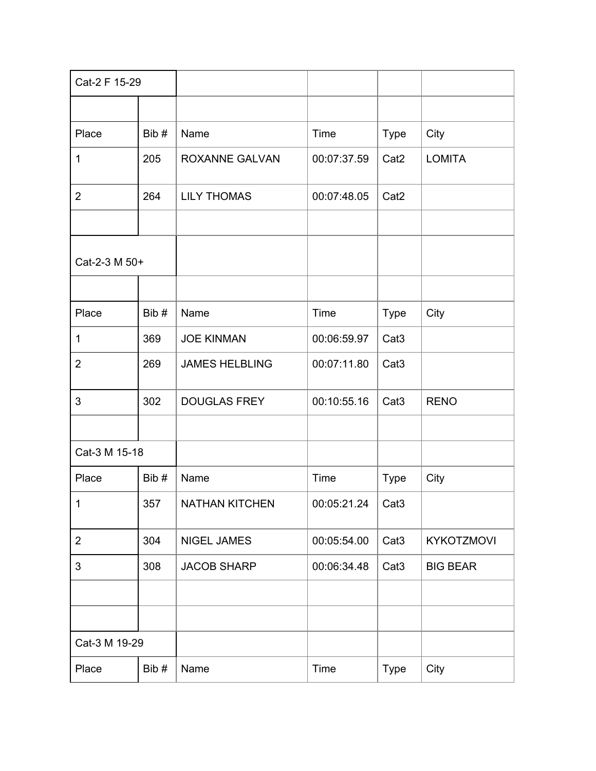| Cat-2 F 15-29 | | | | | |
|---|---|---|---|---|---|
| | | | | | |
| Place | Bib # | Name | Time | Type | City |
| 1 | 205 | ROXANNE GALVAN | 00:07:37.59 | Cat2 | LOMITA |
| 2 | 264 | LILY THOMAS | 00:07:48.05 | Cat2 | |
| | | | | | |
| Cat-2-3 M 50+ | | | | | |
| | | | | | |
| Place | Bib # | Name | Time | Type | City |
| 1 | 369 | JOE KINMAN | 00:06:59.97 | Cat3 | |
| 2 | 269 | JAMES HELBLING | 00:07:11.80 | Cat3 | |
| 3 | 302 | DOUGLAS FREY | 00:10:55.16 | Cat3 | RENO |
| | | | | | |
| Cat-3 M 15-18 | | | | | |
| Place | Bib # | Name | Time | Type | City |
| 1 | 357 | NATHAN KITCHEN | 00:05:21.24 | Cat3 | |
| 2 | 304 | NIGEL JAMES | 00:05:54.00 | Cat3 | KYKOTZMOVI |
| 3 | 308 | JACOB SHARP | 00:06:34.48 | Cat3 | BIG BEAR |
| | | | | | |
| | | | | | |
| Cat-3 M 19-29 | | | | | |
| Place | Bib # | Name | Time | Type | City |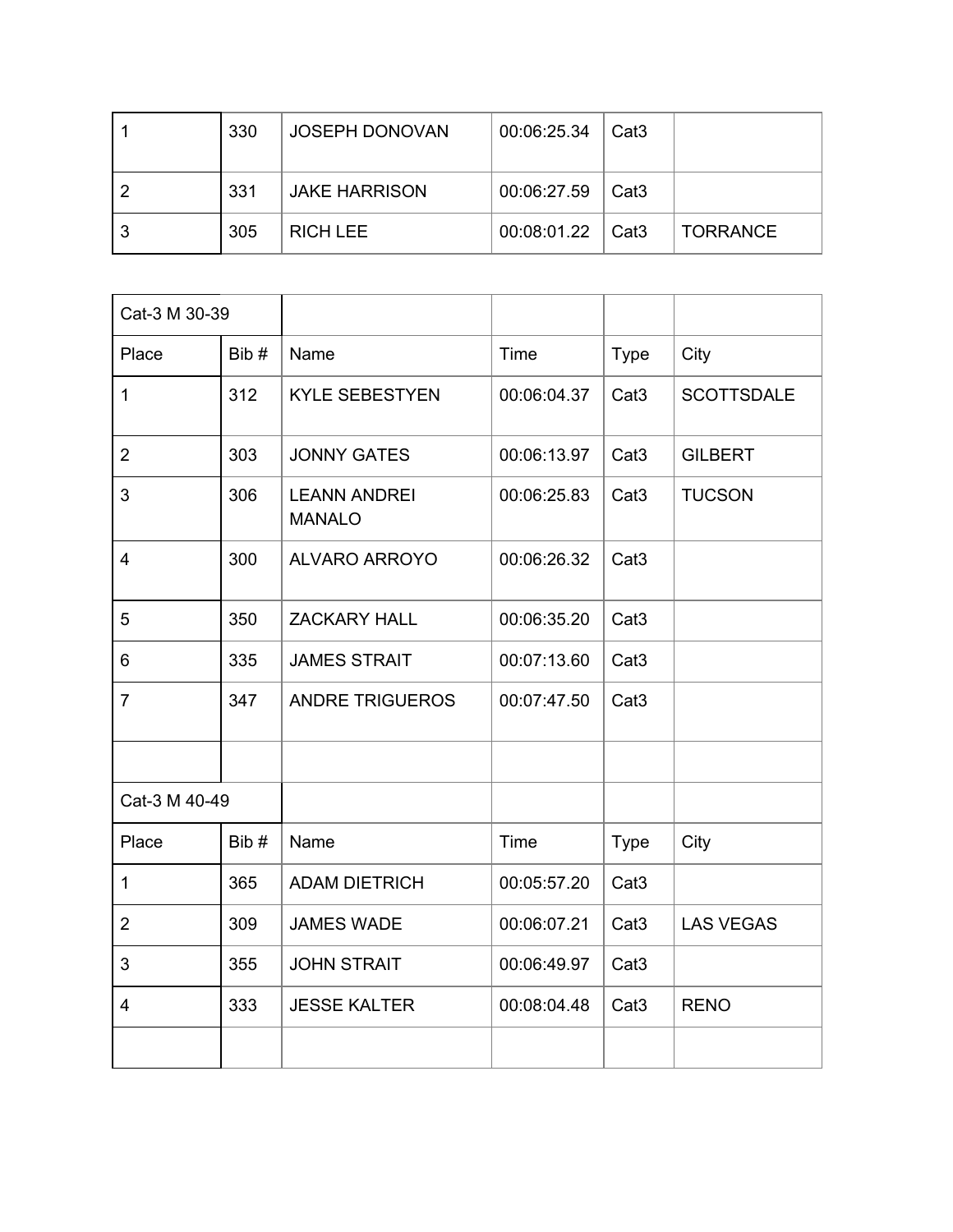| | | | | | |
|---|---|---|---|---|---|
| 1 | 330 | JOSEPH DONOVAN | 00:06:25.34 | Cat3 | |
| 2 | 331 | JAKE HARRISON | 00:06:27.59 | Cat3 | |
| 3 | 305 | RICH LEE | 00:08:01.22 | Cat3 | TORRANCE |

| Cat-3 M 30-39 | | | | | |
|---|---|---|---|---|---|
| Place | Bib # | Name | Time | Type | City |
| 1 | 312 | KYLE SEBESTYEN | 00:06:04.37 | Cat3 | SCOTTSDALE |
| 2 | 303 | JONNY GATES | 00:06:13.97 | Cat3 | GILBERT |
| 3 | 306 | LEANN ANDREI MANALO | 00:06:25.83 | Cat3 | TUCSON |
| 4 | 300 | ALVARO ARROYO | 00:06:26.32 | Cat3 | |
| 5 | 350 | ZACKARY HALL | 00:06:35.20 | Cat3 | |
| 6 | 335 | JAMES STRAIT | 00:07:13.60 | Cat3 | |
| 7 | 347 | ANDRE TRIGUEROS | 00:07:47.50 | Cat3 | |
| | | | | | |
| Cat-3 M 40-49 | | | | | |
| Place | Bib # | Name | Time | Type | City |
| 1 | 365 | ADAM DIETRICH | 00:05:57.20 | Cat3 | |
| 2 | 309 | JAMES WADE | 00:06:07.21 | Cat3 | LAS VEGAS |
| 3 | 355 | JOHN STRAIT | 00:06:49.97 | Cat3 | |
| 4 | 333 | JESSE KALTER | 00:08:04.48 | Cat3 | RENO |
| | | | | | |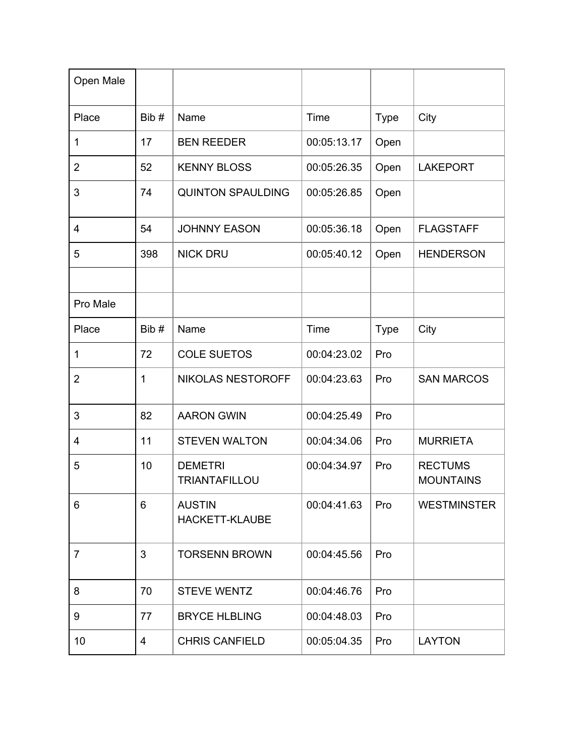| Open Male | | | | | |
| --- | --- | --- | --- | --- | --- |
| Place | Bib # | Name | Time | Type | City |
| 1 | 17 | BEN REEDER | 00:05:13.17 | Open | |
| 2 | 52 | KENNY BLOSS | 00:05:26.35 | Open | LAKEPORT |
| 3 | 74 | QUINTON SPAULDING | 00:05:26.85 | Open | |
| 4 | 54 | JOHNNY EASON | 00:05:36.18 | Open | FLAGSTAFF |
| 5 | 398 | NICK DRU | 00:05:40.12 | Open | HENDERSON |
| | | | | | |
| Pro Male | | | | | |
| Place | Bib # | Name | Time | Type | City |
| 1 | 72 | COLE SUETOS | 00:04:23.02 | Pro | |
| 2 | 1 | NIKOLAS NESTOROFF | 00:04:23.63 | Pro | SAN MARCOS |
| 3 | 82 | AARON GWIN | 00:04:25.49 | Pro | |
| 4 | 11 | STEVEN WALTON | 00:04:34.06 | Pro | MURRIETA |
| 5 | 10 | DEMETRI TRIANTAFILLOU | 00:04:34.97 | Pro | RECTUMS MOUNTAINS |
| 6 | 6 | AUSTIN HACKETT-KLAUBE | 00:04:41.63 | Pro | WESTMINSTER |
| 7 | 3 | TORSENN BROWN | 00:04:45.56 | Pro | |
| 8 | 70 | STEVE WENTZ | 00:04:46.76 | Pro | |
| 9 | 77 | BRYCE HLBLING | 00:04:48.03 | Pro | |
| 10 | 4 | CHRIS CANFIELD | 00:05:04.35 | Pro | LAYTON |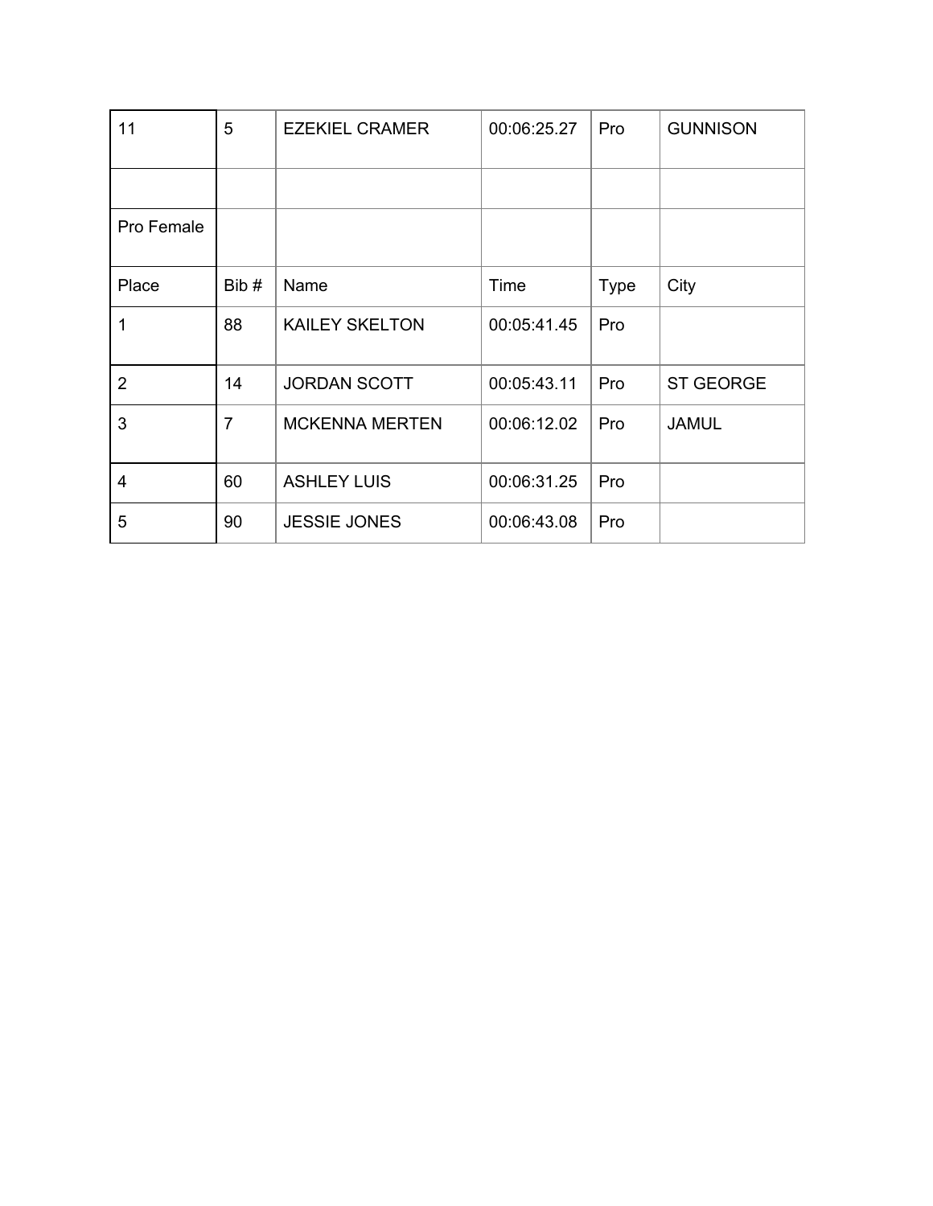| | | | | | |
|---|---|---|---|---|---|
| 11 | 5 | EZEKIEL CRAMER | 00:06:25.27 | Pro | GUNNISON |
| | | | | | |
| Pro Female | | | | | |
| Place | Bib # | Name | Time | Type | City |
| 1 | 88 | KAILEY SKELTON | 00:05:41.45 | Pro | |
| 2 | 14 | JORDAN SCOTT | 00:05:43.11 | Pro | ST GEORGE |
| 3 | 7 | MCKENNA MERTEN | 00:06:12.02 | Pro | JAMUL |
| 4 | 60 | ASHLEY LUIS | 00:06:31.25 | Pro | |
| 5 | 90 | JESSIE JONES | 00:06:43.08 | Pro | |